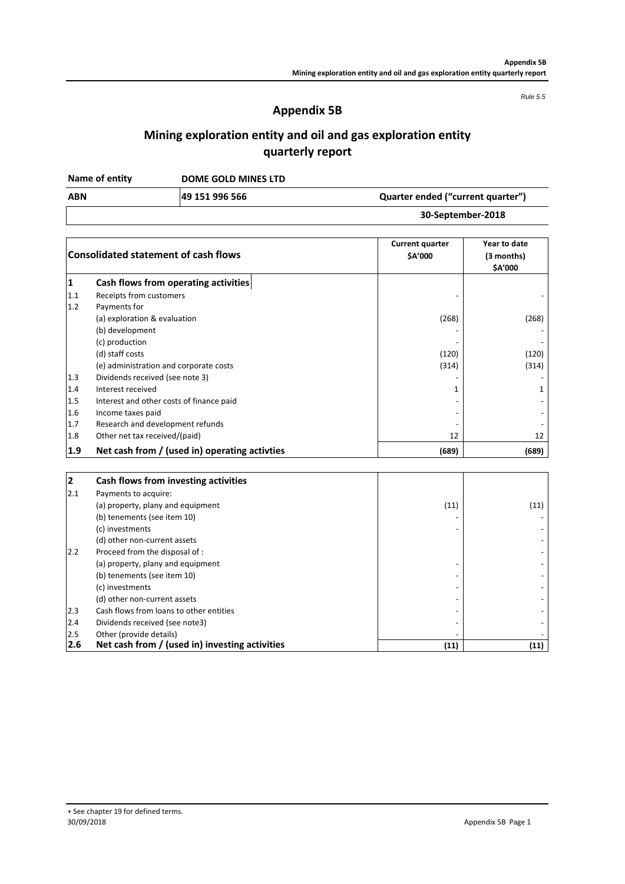*Rule 5.5*

# Appendix 5B

## Mining exploration entity and oil and gas exploration entity quarterly report

| Name of entity | DOME GOLD MINES LTD | |
|---|---|---|
| ABN | 49 151 996 566 | Quarter ended ("current quarter") |
| | | 30-September-2018 |

| | Consolidated statement of cash flows | Current quarter $A'000 | Year to date (3 months) $A'000 |
|---|---|---|---|
| **1** | **Cash flows from operating activities** | | |
| 1.1 | Receipts from customers | - | - |
| 1.2 | Payments for | | |
| | (a) exploration & evaluation | (268) | (268) |
| | (b) development | - | - |
| | (c) production | - | - |
| | (d) staff costs | (120) | (120) |
| | (e) administration and corporate costs | (314) | (314) |
| 1.3 | Dividends received (see note 3) | - | - |
| 1.4 | Interest received | 1 | 1 |
| 1.5 | Interest and other costs of finance paid | - | - |
| 1.6 | Income taxes paid | - | - |
| 1.7 | Research and development refunds | - | - |
| 1.8 | Other net tax received/(paid) | 12 | 12 |
| **1.9** | **Net cash from / (used in) operating activties** | **(689)** | **(689)** |

| | | | |
|---|---|---|---|
| **2** | **Cash flows from investing activities** | | |
| 2.1 | Payments to acquire: | | |
| | (a) property, plany and equipment | (11) | (11) |
| | (b) tenements (see item 10) | - | - |
| | (c) investments | - | - |
| | (d) other non-current assets | | - |
| 2.2 | Proceed from the disposal of : | | - |
| | (a) property, plany and equipment | - | - |
| | (b) tenements (see item 10) | - | - |
| | (c) investments | - | - |
| | (d) other non-current assets | - | - |
| 2.3 | Cash flows from loans to other entities | - | - |
| 2.4 | Dividends received (see note3) | - | - |
| 2.5 | Other (provide details) | - | - |
| **2.6** | **Net cash from / (used in) investing activities** | **(11)** | **(11)** |

+ See chapter 19 for defined terms.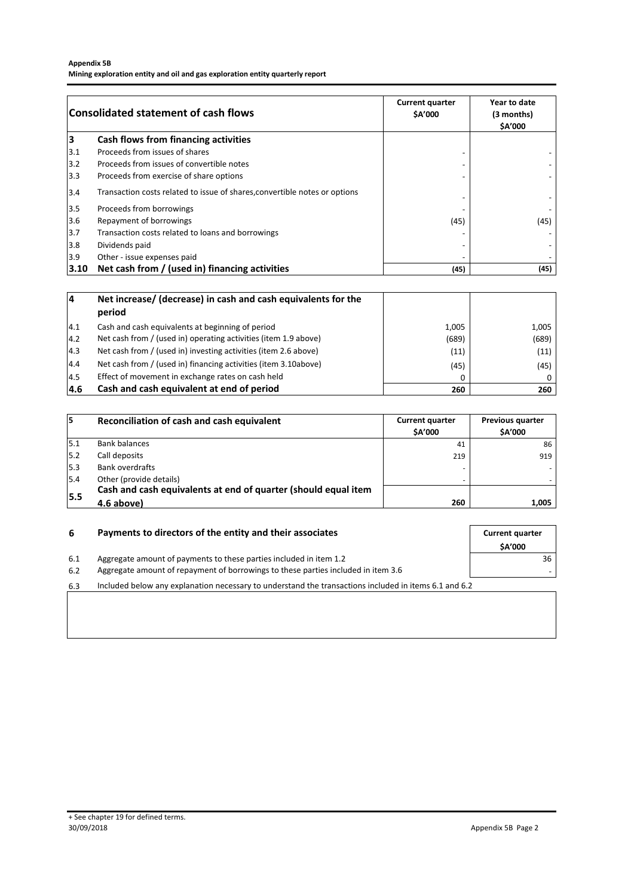| | Consolidated statement of cash flows | Current quarter $A'000 | Year to date (3 months) $A'000 |
|---|---|---|---|
| **3** | **Cash flows from financing activities** | | |
| 3.1 | Proceeds from issues of shares | - | - |
| 3.2 | Proceeds from issues of convertible notes | - | - |
| 3.3 | Proceeds from exercise of share options | - | - |
| 3.4 | Transaction costs related to issue of shares,convertible notes or options | - | - |
| 3.5 | Proceeds from borrowings | - | - |
| 3.6 | Repayment of borrowings | (45) | (45) |
| 3.7 | Transaction costs related to loans and borrowings | - | - |
| 3.8 | Dividends paid | - | - |
| 3.9 | Other - issue expenses paid | - | - |
| **3.10** | **Net cash from / (used in) financing activities** | **(45)** | **(45)** |

| | | | |
|---|---|---|---|
| **4** | **Net increase/ (decrease) in cash and cash equivalents for the period** | | |
| 4.1 | Cash and cash equivalents at beginning of period | 1,005 | 1,005 |
| 4.2 | Net cash from / (used in) operating activities (item 1.9 above) | (689) | (689) |
| 4.3 | Net cash from / (used in) investing activities (item 2.6 above) | (11) | (11) |
| 4.4 | Net cash from / (used in) financing activities (item 3.10above) | (45) | (45) |
| 4.5 | Effect of movement in exchange rates on cash held | 0 | 0 |
| **4.6** | **Cash and cash equivalent at end of period** | **260** | **260** |

| **5** | **Reconciliation of cash and cash equivalent** | Current quarter $A'000 | Previous quarter $A'000 |
|---|---|---|---|
| 5.1 | Bank balances | 41 | 86 |
| 5.2 | Call deposits | 219 | 919 |
| 5.3 | Bank overdrafts | - | - |
| 5.4 | Other (provide details) | - | - |
| **5.5** | **Cash and cash equivalents at end of quarter (should equal item 4.6 above)** | **260** | **1,005** |

| **6** | **Payments to directors of the entity and their associates** | Current quarter $A'000 |
|---|---|---|
| 6.1 | Aggregate amount of payments to these parties included in item 1.2 | 36 |
| 6.2 | Aggregate amount of repayment of borrowings to these parties included in item 3.6 | - |

6.3 Included below any explanation necessary to understand the transactions included in items 6.1 and 6.2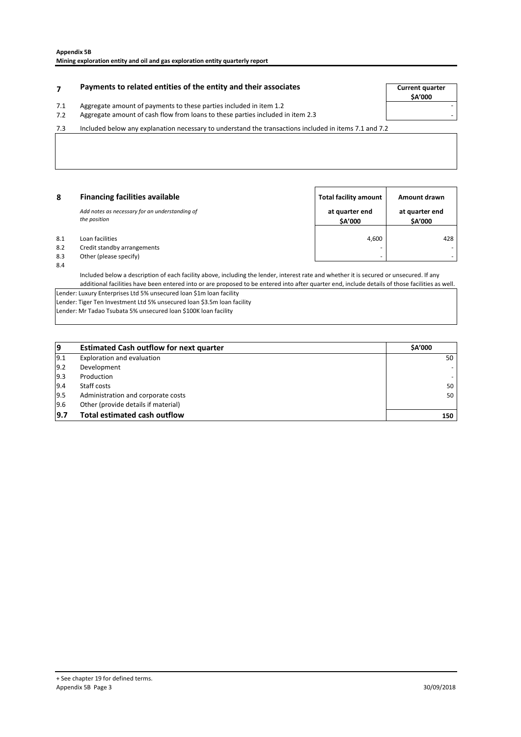## 7 Payments to related entities of the entity and their associates

| | | Current quarter $A'000 |
|---|---|---|
| 7.1 | Aggregate amount of payments to these parties included in item 1.2 | - |
| 7.2 | Aggregate amount of cash flow from loans to these parties included in item 2.3 | - |

7.3 Included below any explanation necessary to understand the transactions included in items 7.1 and 7.2

## 8 Financing facilities available

*Add notes as necessary for an understanding of the position*

| | | Total facility amount at quarter end $A'000 | Amount drawn at quarter end $A'000 |
|---|---|---|---|
| 8.1 | Loan facilities | 4,600 | 428 |
| 8.2 | Credit standby arrangements | - | - |
| 8.3 | Other (please specify) | - | - |

8.4 Included below a description of each facility above, including the lender, interest rate and whether it is secured or unsecured. If any additional facilities have been entered into or are proposed to be entered into after quarter end, include details of those facilities as well.

Lender: Luxury Enterprises Ltd 5% unsecured loan $1m loan facility
Lender: Tiger Ten Investment Ltd 5% unsecured loan $3.5m loan facility
Lender: Mr Tadao Tsubata 5% unsecured loan $100K loan facility

| 9 | Estimated Cash outflow for next quarter | $A'000 |
|---|---|---|
| 9.1 | Exploration and evaluation | 50 |
| 9.2 | Development | - |
| 9.3 | Production | - |
| 9.4 | Staff costs | 50 |
| 9.5 | Administration and corporate costs | 50 |
| 9.6 | Other (provide details if material) | |
| **9.7** | **Total estimated cash outflow** | **150** |

+ See chapter 19 for defined terms.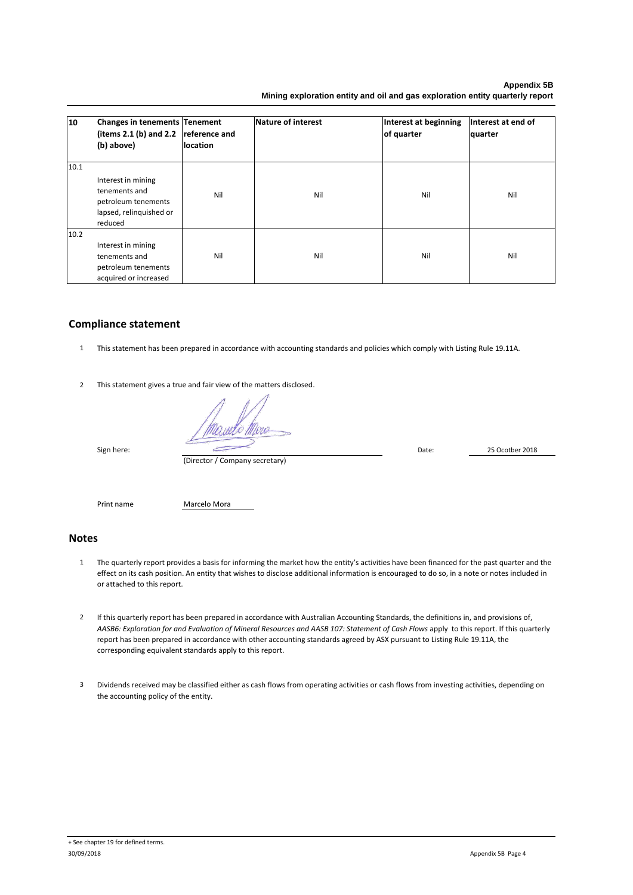| 10 | Changes in tenements (items 2.1 (b) and 2.2 (b) above) | Tenement reference and location | Nature of interest | Interest at beginning of quarter | Interest at end of quarter |
|---|---|---|---|---|---|
| 10.1 | Interest in mining tenements and petroleum tenements lapsed, relinquished or reduced | Nil | Nil | Nil | Nil |
| 10.2 | Interest in mining tenements and petroleum tenements acquired or increased | Nil | Nil | Nil | Nil |

## Compliance statement

1. This statement has been prepared in accordance with accounting standards and policies which comply with Listing Rule 19.11A.

2. This statement gives a true and fair view of the matters disclosed.

Sign here: ______________________ Date: 25 Ocotber 2018

(Director / Company secretary)

Print name: Marcelo Mora

## Notes

1. The quarterly report provides a basis for informing the market how the entity's activities have been financed for the past quarter and the effect on its cash position. An entity that wishes to disclose additional information is encouraged to do so, in a note or notes included in or attached to this report.

2. If this quarterly report has been prepared in accordance with Australian Accounting Standards, the definitions in, and provisions of, *AASB6: Exploration for and Evaluation of Mineral Resources and AASB 107: Statement of Cash Flows* apply to this report. If this quarterly report has been prepared in accordance with other accounting standards agreed by ASX pursuant to Listing Rule 19.11A, the corresponding equivalent standards apply to this report.

3. Dividends received may be classified either as cash flows from operating activities or cash flows from investing activities, depending on the accounting policy of the entity.

+ See chapter 19 for defined terms.